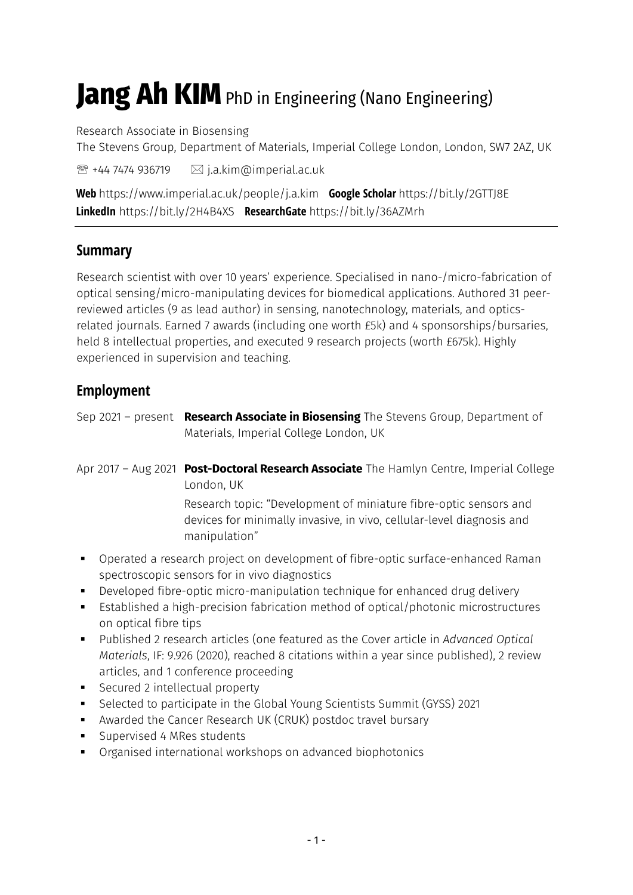# Jang Ah KIM PhD in Engineering (Nano Engineering)

Research Associate in Biosensing
The Stevens Group, Department of Materials, Imperial College London, London, SW7 2AZ, UK

☏ +44 7474 936719 ✉ j.a.kim@imperial.ac.uk

**Web** https://www.imperial.ac.uk/people/j.a.kim **Google Scholar** https://bit.ly/2GTTJ8E
**LinkedIn** https://bit.ly/2H4B4XS **ResearchGate** https://bit.ly/36AZMrh

## Summary

Research scientist with over 10 years' experience. Specialised in nano-/micro-fabrication of optical sensing/micro-manipulating devices for biomedical applications. Authored 31 peer-reviewed articles (9 as lead author) in sensing, nanotechnology, materials, and optics-related journals. Earned 7 awards (including one worth £5k) and 4 sponsorships/bursaries, held 8 intellectual properties, and executed 9 research projects (worth £675k). Highly experienced in supervision and teaching.

## Employment

Sep 2021 – present **Research Associate in Biosensing** The Stevens Group, Department of Materials, Imperial College London, UK

Apr 2017 – Aug 2021 **Post-Doctoral Research Associate** The Hamlyn Centre, Imperial College London, UK

Research topic: "Development of miniature fibre-optic sensors and devices for minimally invasive, in vivo, cellular-level diagnosis and manipulation"

- Operated a research project on development of fibre-optic surface-enhanced Raman spectroscopic sensors for in vivo diagnostics
- Developed fibre-optic micro-manipulation technique for enhanced drug delivery
- Established a high-precision fabrication method of optical/photonic microstructures on optical fibre tips
- Published 2 research articles (one featured as the Cover article in *Advanced Optical Materials*, IF: 9.926 (2020), reached 8 citations within a year since published), 2 review articles, and 1 conference proceeding
- Secured 2 intellectual property
- Selected to participate in the Global Young Scientists Summit (GYSS) 2021
- Awarded the Cancer Research UK (CRUK) postdoc travel bursary
- Supervised 4 MRes students
- Organised international workshops on advanced biophotonics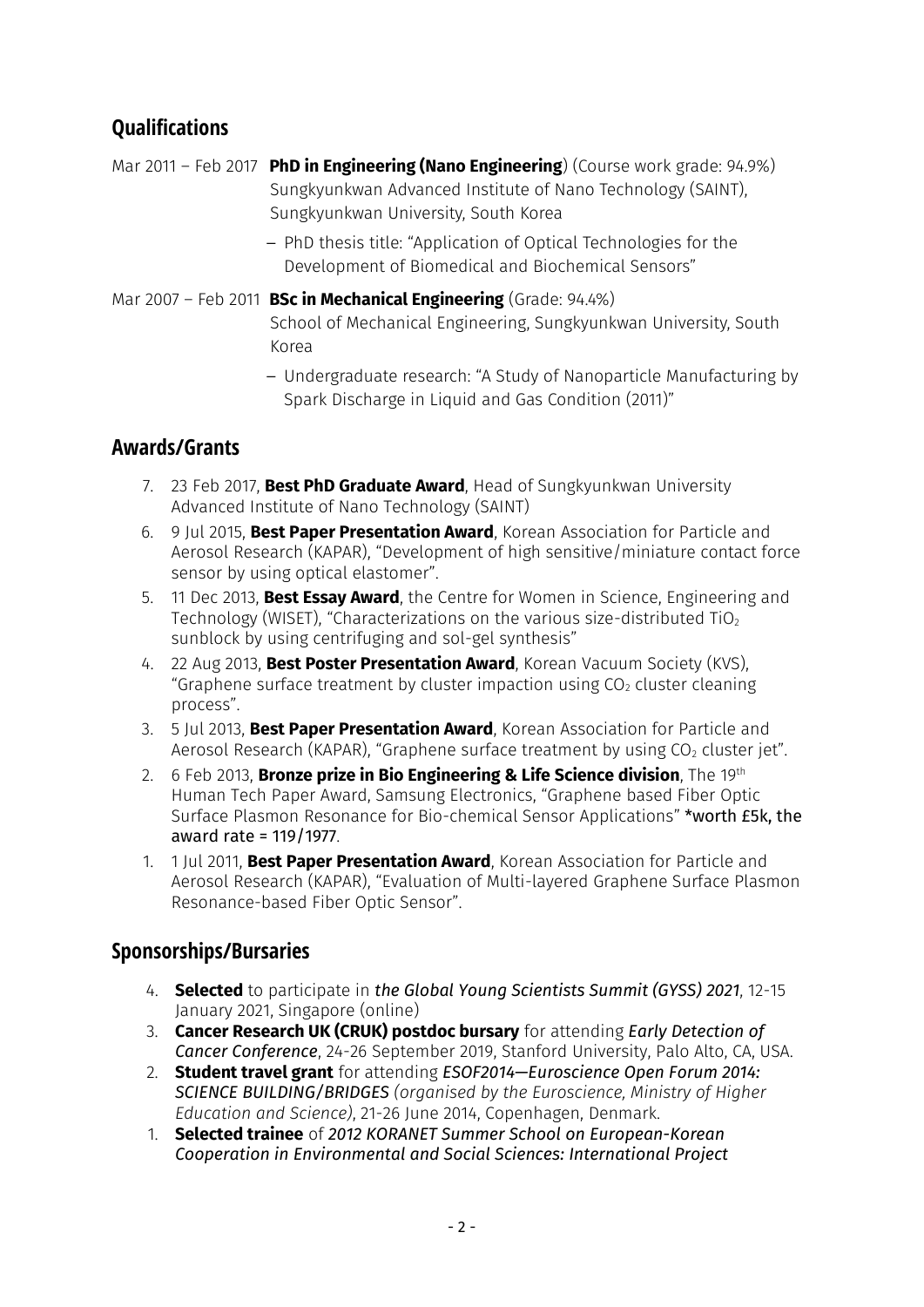## Qualifications

Mar 2011 – Feb 2017 **PhD in Engineering (Nano Engineering**) (Course work grade: 94.9%)
Sungkyunkwan Advanced Institute of Nano Technology (SAINT), Sungkyunkwan University, South Korea

- PhD thesis title: "Application of Optical Technologies for the Development of Biomedical and Biochemical Sensors"

Mar 2007 – Feb 2011 **BSc in Mechanical Engineering** (Grade: 94.4%)
School of Mechanical Engineering, Sungkyunkwan University, South Korea

- Undergraduate research: "A Study of Nanoparticle Manufacturing by Spark Discharge in Liquid and Gas Condition (2011)"

## Awards/Grants

7. 23 Feb 2017, **Best PhD Graduate Award**, Head of Sungkyunkwan University Advanced Institute of Nano Technology (SAINT)
6. 9 Jul 2015, **Best Paper Presentation Award**, Korean Association for Particle and Aerosol Research (KAPAR), "Development of high sensitive/miniature contact force sensor by using optical elastomer".
5. 11 Dec 2013, **Best Essay Award**, the Centre for Women in Science, Engineering and Technology (WISET), "Characterizations on the various size-distributed $TiO_2$ sunblock by using centrifuging and sol-gel synthesis"
4. 22 Aug 2013, **Best Poster Presentation Award**, Korean Vacuum Society (KVS), "Graphene surface treatment by cluster impaction using $CO_2$ cluster cleaning process".
3. 5 Jul 2013, **Best Paper Presentation Award**, Korean Association for Particle and Aerosol Research (KAPAR), "Graphene surface treatment by using $CO_2$ cluster jet".
2. 6 Feb 2013, **Bronze prize in Bio Engineering & Life Science division**, The 19th Human Tech Paper Award, Samsung Electronics, "Graphene based Fiber Optic Surface Plasmon Resonance for Bio-chemical Sensor Applications" *worth £5k, the award rate = 119/1977.
1. 1 Jul 2011, **Best Paper Presentation Award**, Korean Association for Particle and Aerosol Research (KAPAR), "Evaluation of Multi-layered Graphene Surface Plasmon Resonance-based Fiber Optic Sensor".

## Sponsorships/Bursaries

4. **Selected** to participate in *the Global Young Scientists Summit (GYSS) 2021*, 12-15 January 2021, Singapore (online)
3. **Cancer Research UK (CRUK) postdoc bursary** for attending *Early Detection of Cancer Conference*, 24-26 September 2019, Stanford University, Palo Alto, CA, USA.
2. **Student travel grant** for attending *ESOF2014—Euroscience Open Forum 2014: SCIENCE BUILDING/BRIDGES (organised by the Euroscience, Ministry of Higher Education and Science)*, 21-26 June 2014, Copenhagen, Denmark.
1. **Selected trainee** of *2012 KORANET Summer School on European-Korean Cooperation in Environmental and Social Sciences: International Project*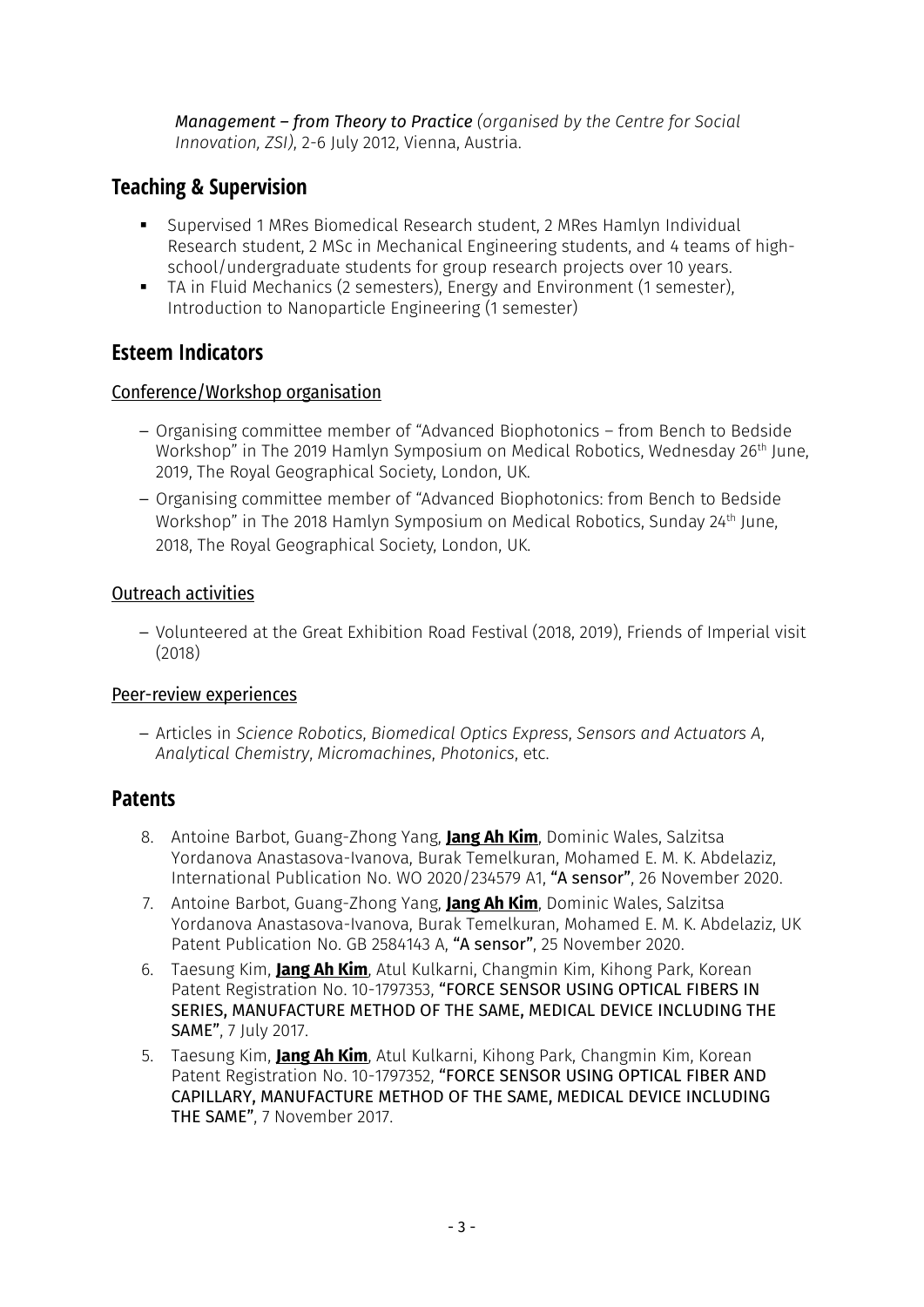*Management – from Theory to Practice (organised by the Centre for Social Innovation, ZSI)*, 2-6 July 2012, Vienna, Austria.

## Teaching & Supervision

- Supervised 1 MRes Biomedical Research student, 2 MRes Hamlyn Individual Research student, 2 MSc in Mechanical Engineering students, and 4 teams of high-school/undergraduate students for group research projects over 10 years.
- TA in Fluid Mechanics (2 semesters), Energy and Environment (1 semester), Introduction to Nanoparticle Engineering (1 semester)

## Esteem Indicators

### Conference/Workshop organisation

- Organising committee member of "Advanced Biophotonics – from Bench to Bedside Workshop" in The 2019 Hamlyn Symposium on Medical Robotics, Wednesday 26th June, 2019, The Royal Geographical Society, London, UK.
- Organising committee member of "Advanced Biophotonics: from Bench to Bedside Workshop" in The 2018 Hamlyn Symposium on Medical Robotics, Sunday 24th June, 2018, The Royal Geographical Society, London, UK.

### Outreach activities

- Volunteered at the Great Exhibition Road Festival (2018, 2019), Friends of Imperial visit (2018)

### Peer-review experiences

- Articles in *Science Robotics*, *Biomedical Optics Express*, *Sensors and Actuators A*, *Analytical Chemistry*, *Micromachines*, *Photonics*, etc.

## Patents

8. Antoine Barbot, Guang-Zhong Yang, **Jang Ah Kim**, Dominic Wales, Salzitsa Yordanova Anastasova-Ivanova, Burak Temelkuran, Mohamed E. M. K. Abdelaziz, International Publication No. WO 2020/234579 A1, "A sensor", 26 November 2020.
7. Antoine Barbot, Guang-Zhong Yang, **Jang Ah Kim**, Dominic Wales, Salzitsa Yordanova Anastasova-Ivanova, Burak Temelkuran, Mohamed E. M. K. Abdelaziz, UK Patent Publication No. GB 2584143 A, "A sensor", 25 November 2020.
6. Taesung Kim, **Jang Ah Kim**, Atul Kulkarni, Changmin Kim, Kihong Park, Korean Patent Registration No. 10-1797353, "FORCE SENSOR USING OPTICAL FIBERS IN SERIES, MANUFACTURE METHOD OF THE SAME, MEDICAL DEVICE INCLUDING THE SAME", 7 July 2017.
5. Taesung Kim, **Jang Ah Kim**, Atul Kulkarni, Kihong Park, Changmin Kim, Korean Patent Registration No. 10-1797352, "FORCE SENSOR USING OPTICAL FIBER AND CAPILLARY, MANUFACTURE METHOD OF THE SAME, MEDICAL DEVICE INCLUDING THE SAME", 7 November 2017.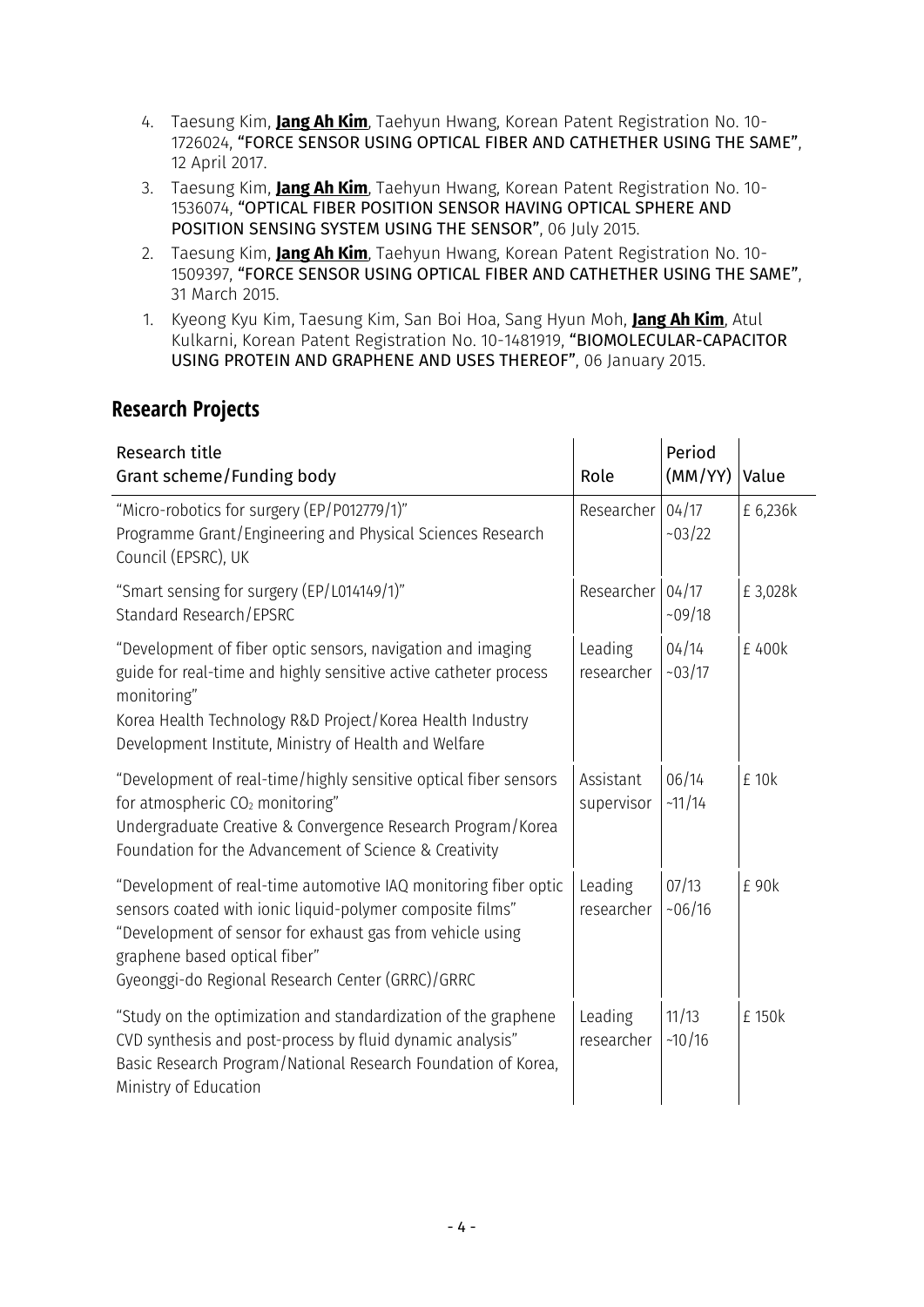4. Taesung Kim, **Jang Ah Kim**, Taehyun Hwang, Korean Patent Registration No. 10-1726024, **"FORCE SENSOR USING OPTICAL FIBER AND CATHETHER USING THE SAME"**, 12 April 2017.
3. Taesung Kim, **Jang Ah Kim**, Taehyun Hwang, Korean Patent Registration No. 10-1536074, **"OPTICAL FIBER POSITION SENSOR HAVING OPTICAL SPHERE AND POSITION SENSING SYSTEM USING THE SENSOR"**, 06 July 2015.
2. Taesung Kim, **Jang Ah Kim**, Taehyun Hwang, Korean Patent Registration No. 10-1509397, **"FORCE SENSOR USING OPTICAL FIBER AND CATHETHER USING THE SAME"**, 31 March 2015.
1. Kyeong Kyu Kim, Taesung Kim, San Boi Hoa, Sang Hyun Moh, **Jang Ah Kim**, Atul Kulkarni, Korean Patent Registration No. 10-1481919, **"BIOMOLECULAR-CAPACITOR USING PROTEIN AND GRAPHENE AND USES THEREOF"**, 06 January 2015.

## Research Projects

| Research title<br>Grant scheme/Funding body | Role | Period (MM/YY) | Value |
|---|---|---|---|
| "Micro-robotics for surgery (EP/P012779/1)"<br>Programme Grant/Engineering and Physical Sciences Research Council (EPSRC), UK | Researcher | 04/17 ~03/22 | £ 6,236k |
| "Smart sensing for surgery (EP/L014149/1)"<br>Standard Research/EPSRC | Researcher | 04/17 ~09/18 | £ 3,028k |
| "Development of fiber optic sensors, navigation and imaging guide for real-time and highly sensitive active catheter process monitoring"<br>Korea Health Technology R&D Project/Korea Health Industry Development Institute, Ministry of Health and Welfare | Leading researcher | 04/14 ~03/17 | £ 400k |
| "Development of real-time/highly sensitive optical fiber sensors for atmospheric $CO_2$ monitoring"<br>Undergraduate Creative & Convergence Research Program/Korea Foundation for the Advancement of Science & Creativity | Assistant supervisor | 06/14 ~11/14 | £ 10k |
| "Development of real-time automotive IAQ monitoring fiber optic sensors coated with ionic liquid-polymer composite films"<br>"Development of sensor for exhaust gas from vehicle using graphene based optical fiber"<br>Gyeonggi-do Regional Research Center (GRRC)/GRRC | Leading researcher | 07/13 ~06/16 | £ 90k |
| "Study on the optimization and standardization of the graphene CVD synthesis and post-process by fluid dynamic analysis"<br>Basic Research Program/National Research Foundation of Korea, Ministry of Education | Leading researcher | 11/13 ~10/16 | £ 150k |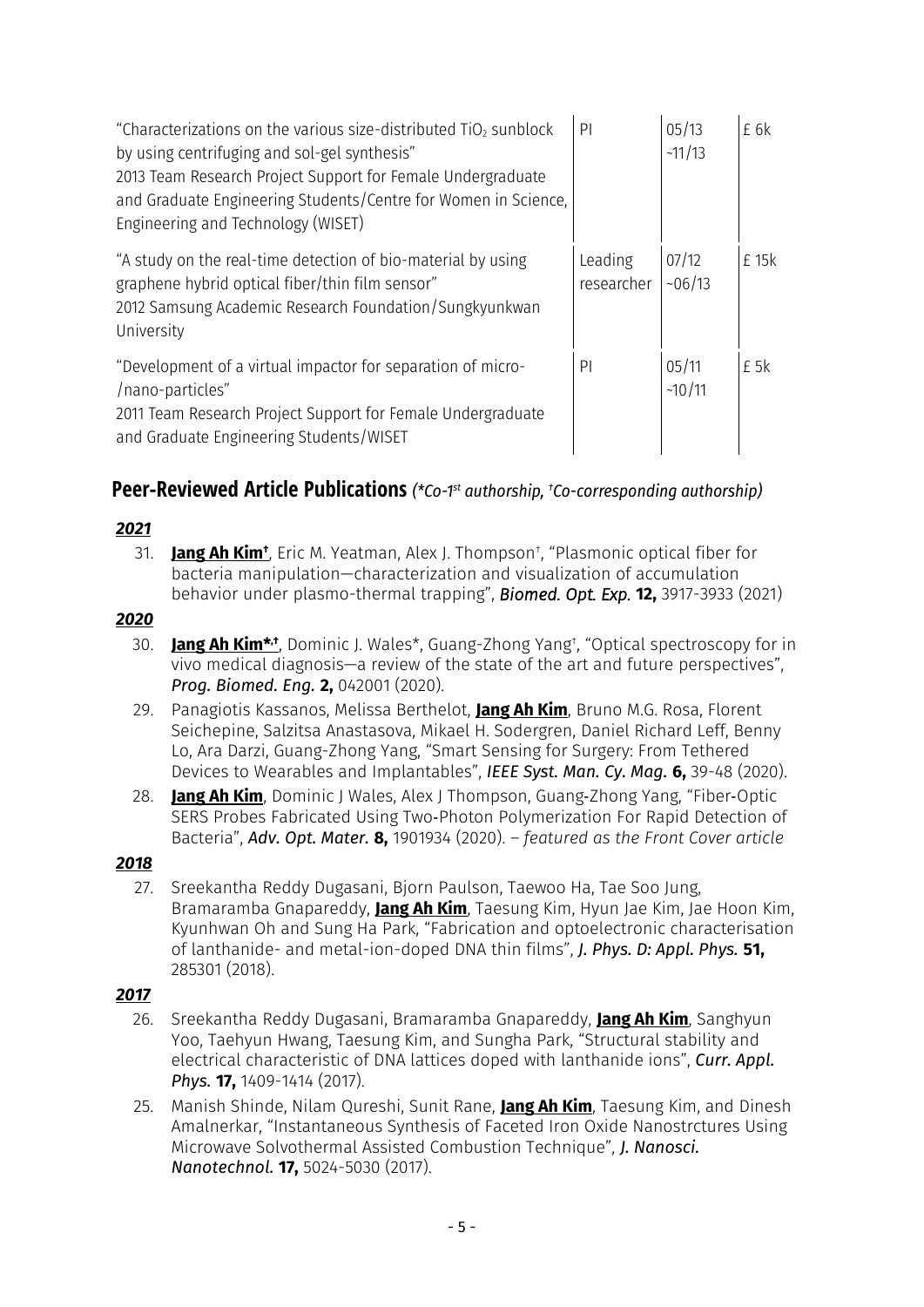| | | | |
|---|---|---|---|
| "Characterizations on the various size-distributed $TiO_2$ sunblock by using centrifuging and sol-gel synthesis"<br>2013 Team Research Project Support for Female Undergraduate and Graduate Engineering Students/Centre for Women in Science, Engineering and Technology (WISET) | PI | 05/13 ~11/13 | £ 6k |
| "A study on the real-time detection of bio-material by using graphene hybrid optical fiber/thin film sensor"<br>2012 Samsung Academic Research Foundation/Sungkyunkwan University | Leading researcher | 07/12 ~06/13 | £ 15k |
| "Development of a virtual impactor for separation of micro-/nano-particles"<br>2011 Team Research Project Support for Female Undergraduate and Graduate Engineering Students/WISET | PI | 05/11 ~10/11 | £ 5k |

## Peer-Reviewed Article Publications *(\*Co-1st authorship, †Co-corresponding authorship)*

***2021***

31. **Jang Ah Kim†**, Eric M. Yeatman, Alex J. Thompson†, "Plasmonic optical fiber for bacteria manipulation—characterization and visualization of accumulation behavior under plasmo-thermal trapping", *Biomed. Opt. Exp.* **12,** 3917-3933 (2021)

***2020***

30. **Jang Ah Kim\*,†**, Dominic J. Wales\*, Guang-Zhong Yang†, "Optical spectroscopy for in vivo medical diagnosis—a review of the state of the art and future perspectives", *Prog. Biomed. Eng.* **2,** 042001 (2020).
29. Panagiotis Kassanos, Melissa Berthelot, **Jang Ah Kim**, Bruno M.G. Rosa, Florent Seichepine, Salzitsa Anastasova, Mikael H. Sodergren, Daniel Richard Leff, Benny Lo, Ara Darzi, Guang-Zhong Yang, "Smart Sensing for Surgery: From Tethered Devices to Wearables and Implantables", *IEEE Syst. Man. Cy. Mag.* **6,** 39-48 (2020).
28. **Jang Ah Kim**, Dominic J Wales, Alex J Thompson, Guang-Zhong Yang, "Fiber-Optic SERS Probes Fabricated Using Two-Photon Polymerization For Rapid Detection of Bacteria", *Adv. Opt. Mater.* **8,** 1901934 (2020). – *featured as the Front Cover article*

***2018***

27. Sreekantha Reddy Dugasani, Bjorn Paulson, Taewoo Ha, Tae Soo Jung, Bramaramba Gnapareddy, **Jang Ah Kim**, Taesung Kim, Hyun Jae Kim, Jae Hoon Kim, Kyunhwan Oh and Sung Ha Park, "Fabrication and optoelectronic characterisation of lanthanide- and metal-ion-doped DNA thin films", *J. Phys. D: Appl. Phys.* **51,** 285301 (2018).

***2017***

26. Sreekantha Reddy Dugasani, Bramaramba Gnapareddy, **Jang Ah Kim**, Sanghyun Yoo, Taehyun Hwang, Taesung Kim, and Sungha Park, "Structural stability and electrical characteristic of DNA lattices doped with lanthanide ions", *Curr. Appl. Phys.* **17,** 1409-1414 (2017).
25. Manish Shinde, Nilam Qureshi, Sunit Rane, **Jang Ah Kim**, Taesung Kim, and Dinesh Amalnerkar, "Instantaneous Synthesis of Faceted Iron Oxide Nanostrctures Using Microwave Solvothermal Assisted Combustion Technique", *J. Nanosci. Nanotechnol.* **17,** 5024-5030 (2017).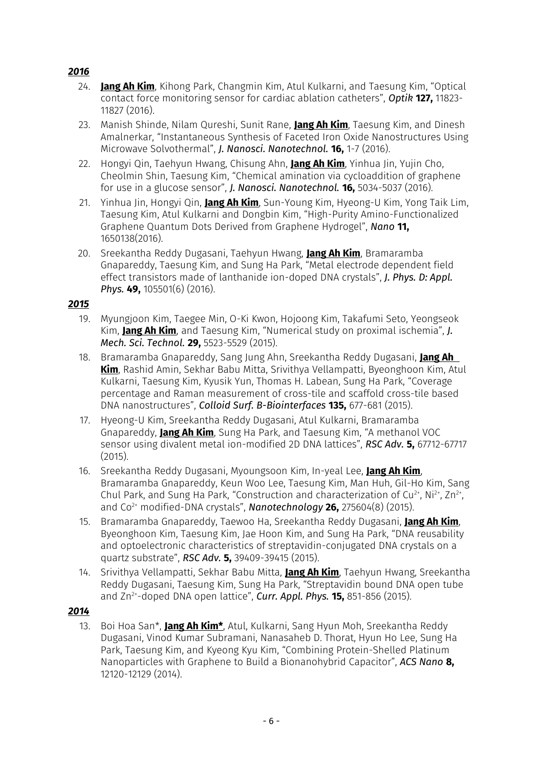***2016***

24. **Jang Ah Kim**, Kihong Park, Changmin Kim, Atul Kulkarni, and Taesung Kim, "Optical contact force monitoring sensor for cardiac ablation catheters", *Optik* **127,** 11823-11827 (2016).
23. Manish Shinde, Nilam Qureshi, Sunit Rane, **Jang Ah Kim**, Taesung Kim, and Dinesh Amalnerkar, "Instantaneous Synthesis of Faceted Iron Oxide Nanostructures Using Microwave Solvothermal", *J. Nanosci. Nanotechnol.* **16,** 1-7 (2016).
22. Hongyi Qin, Taehyun Hwang, Chisung Ahn, **Jang Ah Kim**, Yinhua Jin, Yujin Cho, Cheolmin Shin, Taesung Kim, "Chemical amination via cycloaddition of graphene for use in a glucose sensor", *J. Nanosci. Nanotechnol.* **16,** 5034-5037 (2016).
21. Yinhua Jin, Hongyi Qin, **Jang Ah Kim**, Sun-Young Kim, Hyeong-U Kim, Yong Taik Lim, Taesung Kim, Atul Kulkarni and Dongbin Kim, "High-Purity Amino-Functionalized Graphene Quantum Dots Derived from Graphene Hydrogel", *Nano* **11,** 1650138(2016).
20. Sreekantha Reddy Dugasani, Taehyun Hwang, **Jang Ah Kim**, Bramaramba Gnapareddy, Taesung Kim, and Sung Ha Park, "Metal electrode dependent field effect transistors made of lanthanide ion-doped DNA crystals", *J. Phys. D: Appl. Phys.* **49,** 105501(6) (2016).

***2015***

19. Myungjoon Kim, Taegee Min, O-Ki Kwon, Hojoong Kim, Takafumi Seto, Yeongseok Kim, **Jang Ah Kim**, and Taesung Kim, "Numerical study on proximal ischemia", *J. Mech. Sci. Technol.* **29,** 5523-5529 (2015).
18. Bramaramba Gnapareddy, Sang Jung Ahn, Sreekantha Reddy Dugasani, **Jang Ah Kim**, Rashid Amin, Sekhar Babu Mitta, Srivithya Vellampatti, Byeonghoon Kim, Atul Kulkarni, Taesung Kim, Kyusik Yun, Thomas H. Labean, Sung Ha Park, "Coverage percentage and Raman measurement of cross-tile and scaffold cross-tile based DNA nanostructures", *Colloid Surf. B-Biointerfaces* **135,** 677-681 (2015).
17. Hyeong-U Kim, Sreekantha Reddy Dugasani, Atul Kulkarni, Bramaramba Gnapareddy, **Jang Ah Kim**, Sung Ha Park, and Taesung Kim, "A methanol VOC sensor using divalent metal ion-modified 2D DNA lattices", *RSC Adv.* **5,** 67712-67717 (2015).
16. Sreekantha Reddy Dugasani, Myoungsoon Kim, In-yeal Lee, **Jang Ah Kim**, Bramaramba Gnapareddy, Keun Woo Lee, Taesung Kim, Man Huh, Gil-Ho Kim, Sang Chul Park, and Sung Ha Park, "Construction and characterization of $Cu^{2+}$, $Ni^{2+}$, $Zn^{2+}$, and $Co^{2+}$ modified-DNA crystals", *Nanotechnology* **26,** 275604(8) (2015).
15. Bramaramba Gnapareddy, Taewoo Ha, Sreekantha Reddy Dugasani, **Jang Ah Kim**, Byeonghoon Kim, Taesung Kim, Jae Hoon Kim, and Sung Ha Park, "DNA reusability and optoelectronic characteristics of streptavidin-conjugated DNA crystals on a quartz substrate", *RSC Adv.* **5,** 39409-39415 (2015).
14. Srivithya Vellampatti, Sekhar Babu Mitta, **Jang Ah Kim**, Taehyun Hwang, Sreekantha Reddy Dugasani, Taesung Kim, Sung Ha Park, "Streptavidin bound DNA open tube and $Zn^{2+}$-doped DNA open lattice", *Curr. Appl. Phys.* **15,** 851-856 (2015).

***2014***

13. Boi Hoa San*, **Jang Ah Kim***, Atul, Kulkarni, Sang Hyun Moh, Sreekantha Reddy Dugasani, Vinod Kumar Subramani, Nanasaheb D. Thorat, Hyun Ho Lee, Sung Ha Park, Taesung Kim, and Kyeong Kyu Kim, "Combining Protein-Shelled Platinum Nanoparticles with Graphene to Build a Bionanohybrid Capacitor", *ACS Nano* **8,** 12120-12129 (2014).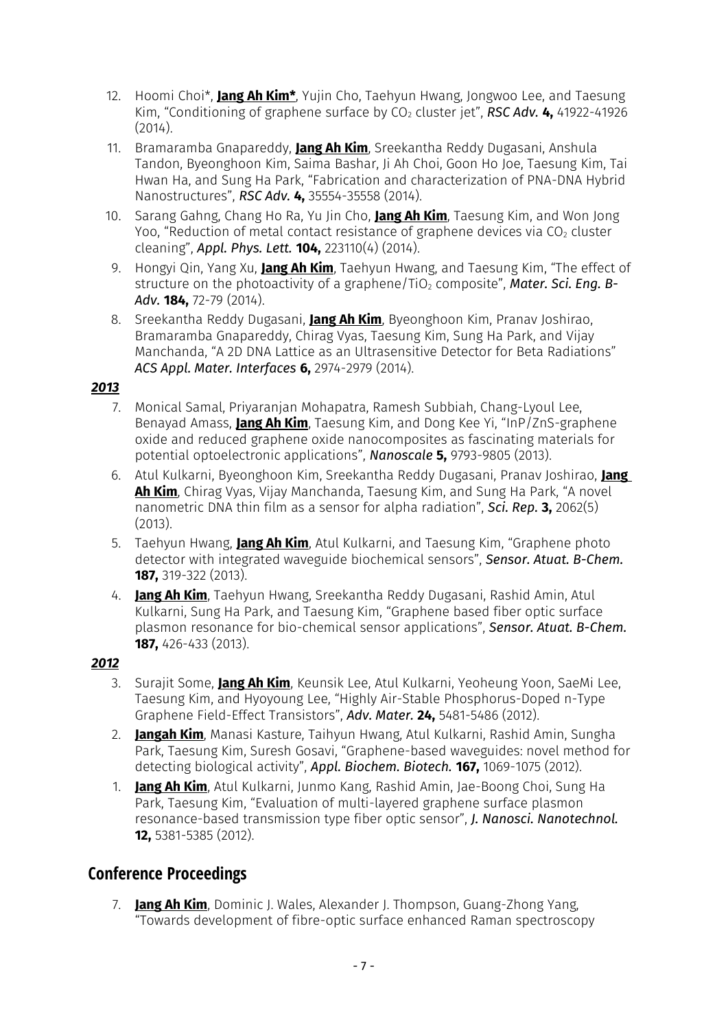12. Hoomi Choi*, **Jang Ah Kim***, Yujin Cho, Taehyun Hwang, Jongwoo Lee, and Taesung Kim, "Conditioning of graphene surface by $CO_2$ cluster jet", ***RSC Adv.* 4,** 41922-41926 (2014).
11. Bramaramba Gnapareddy, **Jang Ah Kim**, Sreekantha Reddy Dugasani, Anshula Tandon, Byeonghoon Kim, Saima Bashar, Ji Ah Choi, Goon Ho Joe, Taesung Kim, Tai Hwan Ha, and Sung Ha Park, "Fabrication and characterization of PNA-DNA Hybrid Nanostructures", ***RSC Adv.* 4,** 35554-35558 (2014).
10. Sarang Gahng, Chang Ho Ra, Yu Jin Cho, **Jang Ah Kim**, Taesung Kim, and Won Jong Yoo, "Reduction of metal contact resistance of graphene devices via $CO_2$ cluster cleaning", ***Appl. Phys. Lett.* 104,** 223110(4) (2014).
9. Hongyi Qin, Yang Xu, **Jang Ah Kim**, Taehyun Hwang, and Taesung Kim, "The effect of structure on the photoactivity of a graphene/$TiO_2$ composite", ***Mater. Sci. Eng. B-Adv.* 184,** 72-79 (2014).
8. Sreekantha Reddy Dugasani, **Jang Ah Kim**, Byeonghoon Kim, Pranav Joshirao, Bramaramba Gnapareddy, Chirag Vyas, Taesung Kim, Sung Ha Park, and Vijay Manchanda, "A 2D DNA Lattice as an Ultrasensitive Detector for Beta Radiations" *ACS Appl. Mater. Interfaces* **6,** 2974-2979 (2014).

***2013***

7. Monical Samal, Priyaranjan Mohapatra, Ramesh Subbiah, Chang-Lyoul Lee, Benayad Amass, **Jang Ah Kim**, Taesung Kim, and Dong Kee Yi, "InP/ZnS-graphene oxide and reduced graphene oxide nanocomposites as fascinating materials for potential optoelectronic applications", ***Nanoscale* 5,** 9793-9805 (2013).
6. Atul Kulkarni, Byeonghoon Kim, Sreekantha Reddy Dugasani, Pranav Joshirao, **Jang Ah Kim**, Chirag Vyas, Vijay Manchanda, Taesung Kim, and Sung Ha Park, "A novel nanometric DNA thin film as a sensor for alpha radiation", ***Sci. Rep.* 3,** 2062(5) (2013).
5. Taehyun Hwang, **Jang Ah Kim**, Atul Kulkarni, and Taesung Kim, "Graphene photo detector with integrated waveguide biochemical sensors", ***Sensor. Atuat. B-Chem.* 187,** 319-322 (2013).
4. **Jang Ah Kim**, Taehyun Hwang, Sreekantha Reddy Dugasani, Rashid Amin, Atul Kulkarni, Sung Ha Park, and Taesung Kim, "Graphene based fiber optic surface plasmon resonance for bio-chemical sensor applications", ***Sensor. Atuat. B-Chem.* 187,** 426-433 (2013).

***2012***

3. Surajit Some, **Jang Ah Kim**, Keunsik Lee, Atul Kulkarni, Yeoheung Yoon, SaeMi Lee, Taesung Kim, and Hyoyoung Lee, "Highly Air-Stable Phosphorus-Doped n-Type Graphene Field-Effect Transistors", ***Adv. Mater.* 24,** 5481-5486 (2012).
2. **Jangah Kim**, Manasi Kasture, Taihyun Hwang, Atul Kulkarni, Rashid Amin, Sungha Park, Taesung Kim, Suresh Gosavi, "Graphene-based waveguides: novel method for detecting biological activity", ***Appl. Biochem. Biotech.* 167,** 1069-1075 (2012).
1. **Jang Ah Kim**, Atul Kulkarni, Junmo Kang, Rashid Amin, Jae-Boong Choi, Sung Ha Park, Taesung Kim, "Evaluation of multi-layered graphene surface plasmon resonance-based transmission type fiber optic sensor", ***J. Nanosci. Nanotechnol.* 12,** 5381-5385 (2012).

## Conference Proceedings

7. **Jang Ah Kim**, Dominic J. Wales, Alexander J. Thompson, Guang-Zhong Yang, "Towards development of fibre-optic surface enhanced Raman spectroscopy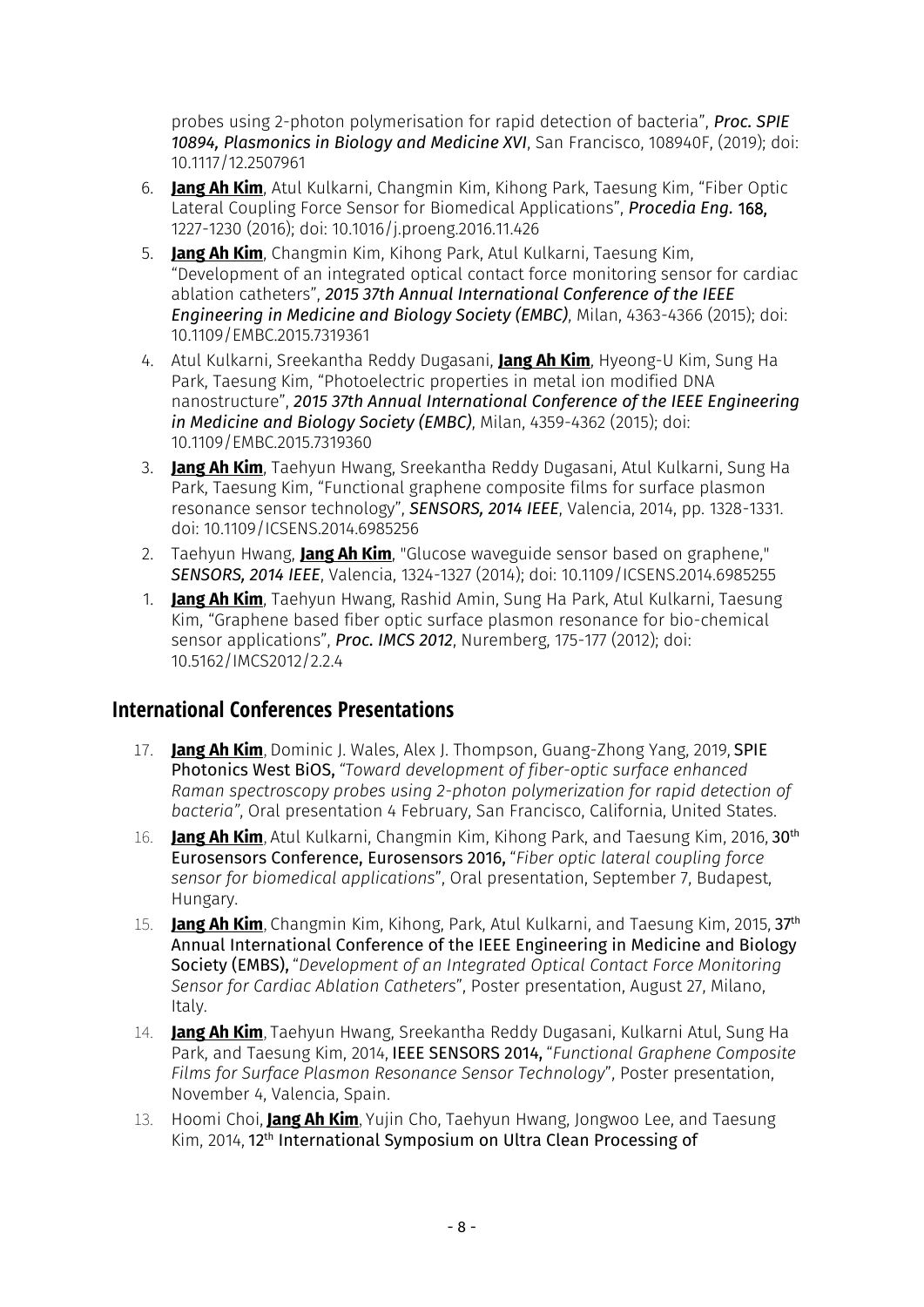probes using 2-photon polymerisation for rapid detection of bacteria", ***Proc. SPIE 10894, Plasmonics in Biology and Medicine XVI***, San Francisco, 108940F, (2019); doi: 10.1117/12.2507961

6. **Jang Ah Kim**, Atul Kulkarni, Changmin Kim, Kihong Park, Taesung Kim, "Fiber Optic Lateral Coupling Force Sensor for Biomedical Applications", ***Procedia Eng.*** **168,** 1227-1230 (2016); doi: 10.1016/j.proeng.2016.11.426
5. **Jang Ah Kim**, Changmin Kim, Kihong Park, Atul Kulkarni, Taesung Kim, "Development of an integrated optical contact force monitoring sensor for cardiac ablation catheters", ***2015 37th Annual International Conference of the IEEE Engineering in Medicine and Biology Society (EMBC)***, Milan, 4363-4366 (2015); doi: 10.1109/EMBC.2015.7319361
4. Atul Kulkarni, Sreekantha Reddy Dugasani, **Jang Ah Kim**, Hyeong-U Kim, Sung Ha Park, Taesung Kim, "Photoelectric properties in metal ion modified DNA nanostructure", ***2015 37th Annual International Conference of the IEEE Engineering in Medicine and Biology Society (EMBC)***, Milan, 4359-4362 (2015); doi: 10.1109/EMBC.2015.7319360
3. **Jang Ah Kim**, Taehyun Hwang, Sreekantha Reddy Dugasani, Atul Kulkarni, Sung Ha Park, Taesung Kim, "Functional graphene composite films for surface plasmon resonance sensor technology", ***SENSORS, 2014 IEEE***, Valencia, 2014, pp. 1328-1331. doi: 10.1109/ICSENS.2014.6985256
2. Taehyun Hwang, **Jang Ah Kim**, "Glucose waveguide sensor based on graphene," ***SENSORS, 2014 IEEE***, Valencia, 1324-1327 (2014); doi: 10.1109/ICSENS.2014.6985255
1. **Jang Ah Kim**, Taehyun Hwang, Rashid Amin, Sung Ha Park, Atul Kulkarni, Taesung Kim, "Graphene based fiber optic surface plasmon resonance for bio-chemical sensor applications", ***Proc. IMCS 2012***, Nuremberg, 175-177 (2012); doi: 10.5162/IMCS2012/2.2.4

## International Conferences Presentations

17. **Jang Ah Kim**, Dominic J. Wales, Alex J. Thompson, Guang-Zhong Yang, 2019, SPIE Photonics West BiOS, *"Toward development of fiber-optic surface enhanced Raman spectroscopy probes using 2-photon polymerization for rapid detection of bacteria"*, Oral presentation 4 February, San Francisco, California, United States.
16. **Jang Ah Kim**, Atul Kulkarni, Changmin Kim, Kihong Park, and Taesung Kim, 2016, 30th Eurosensors Conference, Eurosensors 2016, "*Fiber optic lateral coupling force sensor for biomedical applications*", Oral presentation, September 7, Budapest, Hungary.
15. **Jang Ah Kim**, Changmin Kim, Kihong, Park, Atul Kulkarni, and Taesung Kim, 2015, 37th Annual International Conference of the IEEE Engineering in Medicine and Biology Society (EMBS), "*Development of an Integrated Optical Contact Force Monitoring Sensor for Cardiac Ablation Catheters*", Poster presentation, August 27, Milano, Italy.
14. **Jang Ah Kim**, Taehyun Hwang, Sreekantha Reddy Dugasani, Kulkarni Atul, Sung Ha Park, and Taesung Kim, 2014, IEEE SENSORS 2014, "*Functional Graphene Composite Films for Surface Plasmon Resonance Sensor Technology*", Poster presentation, November 4, Valencia, Spain.
13. Hoomi Choi, **Jang Ah Kim**, Yujin Cho, Taehyun Hwang, Jongwoo Lee, and Taesung Kim, 2014, 12th International Symposium on Ultra Clean Processing of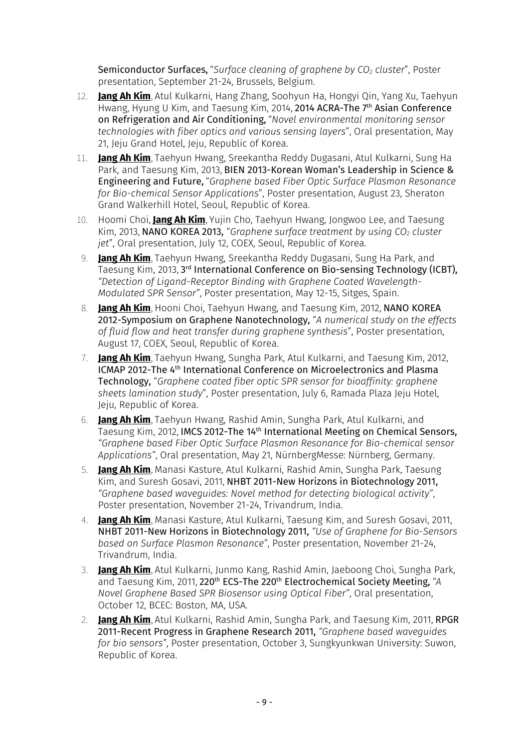Semiconductor Surfaces, "*Surface cleaning of graphene by $CO_2$ cluster*", Poster presentation, September 21-24, Brussels, Belgium.

12. **Jang Ah Kim**, Atul Kulkarni, Hang Zhang, Soohyun Ha, Hongyi Qin, Yang Xu, Taehyun Hwang, Hyung U Kim, and Taesung Kim, 2014, 2014 ACRA-The 7th Asian Conference on Refrigeration and Air Conditioning, "*Novel environmental monitoring sensor technologies with fiber optics and various sensing layers*", Oral presentation, May 21, Jeju Grand Hotel, Jeju, Republic of Korea.

11. **Jang Ah Kim**, Taehyun Hwang, Sreekantha Reddy Dugasani, Atul Kulkarni, Sung Ha Park, and Taesung Kim, 2013, BIEN 2013-Korean Woman's Leadership in Science & Engineering and Future, "*Graphene based Fiber Optic Surface Plasmon Resonance for Bio-chemical Sensor Applications*", Poster presentation, August 23, Sheraton Grand Walkerhill Hotel, Seoul, Republic of Korea.

10. Hoomi Choi, **Jang Ah Kim**, Yujin Cho, Taehyun Hwang, Jongwoo Lee, and Taesung Kim, 2013, NANO KOREA 2013, "*Graphene surface treatment by using $CO_2$ cluster jet*", Oral presentation, July 12, COEX, Seoul, Republic of Korea.

9. **Jang Ah Kim**, Taehyun Hwang, Sreekantha Reddy Dugasani, Sung Ha Park, and Taesung Kim, 2013, 3rd International Conference on Bio-sensing Technology (ICBT), "*Detection of Ligand-Receptor Binding with Graphene Coated Wavelength-Modulated SPR Sensor*", Poster presentation, May 12-15, Sitges, Spain.

8. **Jang Ah Kim**, Hooni Choi, Taehyun Hwang, and Taesung Kim, 2012, NANO KOREA 2012-Symposium on Graphene Nanotechnology, "*A numerical study on the effects of fluid flow and heat transfer during graphene synthesis*", Poster presentation, August 17, COEX, Seoul, Republic of Korea.

7. **Jang Ah Kim**, Taehyun Hwang, Sungha Park, Atul Kulkarni, and Taesung Kim, 2012, ICMAP 2012-The 4th International Conference on Microelectronics and Plasma Technology, "*Graphene coated fiber optic SPR sensor for bioaffinity: graphene sheets lamination study*", Poster presentation, July 6, Ramada Plaza Jeju Hotel, Jeju, Republic of Korea.

6. **Jang Ah Kim**, Taehyun Hwang, Rashid Amin, Sungha Park, Atul Kulkarni, and Taesung Kim, 2012, IMCS 2012-The 14th International Meeting on Chemical Sensors, "*Graphene based Fiber Optic Surface Plasmon Resonance for Bio-chemical sensor Applications*", Oral presentation, May 21, NürnbergMesse: Nürnberg, Germany.

5. **Jang Ah Kim**, Manasi Kasture, Atul Kulkarni, Rashid Amin, Sungha Park, Taesung Kim, and Suresh Gosavi, 2011, NHBT 2011-New Horizons in Biotechnology 2011, "*Graphene based waveguides: Novel method for detecting biological activity*", Poster presentation, November 21-24, Trivandrum, India.

4. **Jang Ah Kim**, Manasi Kasture, Atul Kulkarni, Taesung Kim, and Suresh Gosavi, 2011, NHBT 2011-New Horizons in Biotechnology 2011, "*Use of Graphene for Bio-Sensors based on Surface Plasmon Resonance*", Poster presentation, November 21-24, Trivandrum, India.

3. **Jang Ah Kim**, Atul Kulkarni, Junmo Kang, Rashid Amin, Jaeboong Choi, Sungha Park, and Taesung Kim, 2011, 220th ECS-The 220th Electrochemical Society Meeting, "*A Novel Graphene Based SPR Biosensor using Optical Fiber*", Oral presentation, October 12, BCEC: Boston, MA, USA.

2. **Jang Ah Kim**, Atul Kulkarni, Rashid Amin, Sungha Park, and Taesung Kim, 2011, RPGR 2011-Recent Progress in Graphene Research 2011, "*Graphene based waveguides for bio sensors*", Poster presentation, October 3, Sungkyunkwan University: Suwon, Republic of Korea.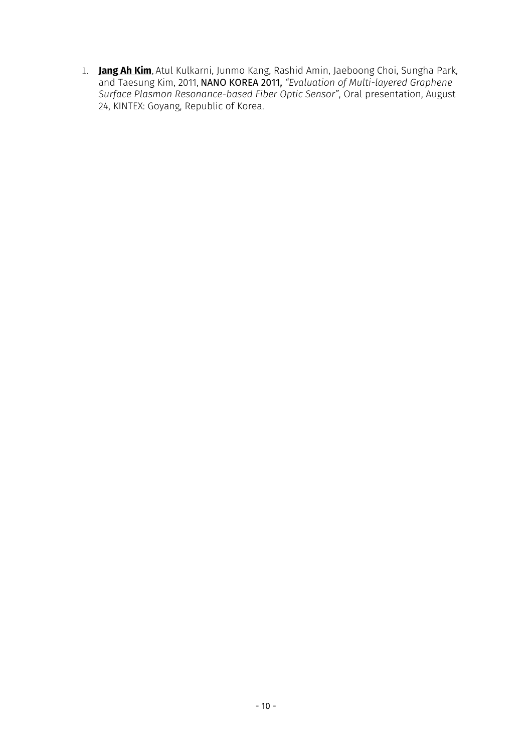1. **Jang Ah Kim**, Atul Kulkarni, Junmo Kang, Rashid Amin, Jaeboong Choi, Sungha Park, and Taesung Kim, 2011, NANO KOREA 2011, *"Evaluation of Multi-layered Graphene Surface Plasmon Resonance-based Fiber Optic Sensor"*, Oral presentation, August 24, KINTEX: Goyang, Republic of Korea.